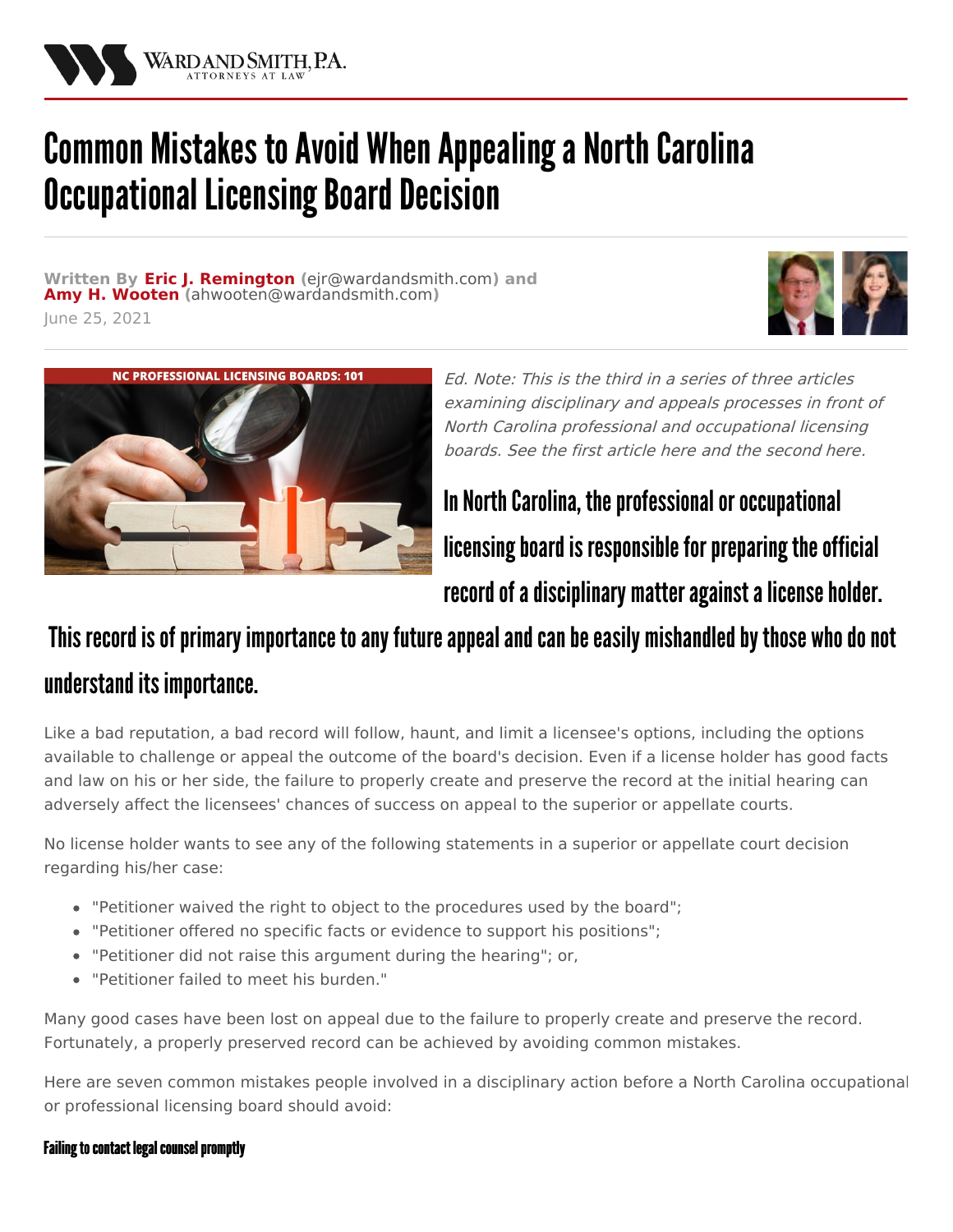# Common Mistakes to Avoid When Appealing a North Carolina Occupational Licensing Board Decision

**Written By Eric J. Remington** (ejr@wardandsmith.com) **and Amy H. Wooten** (ahwooten@wardandsmith.com)
June 25, 2021

*Ed. Note: This is the third in a series of three articles examining disciplinary and appeals processes in front of North Carolina professional and occupational licensing boards. See the first article here and the second here.*

## In North Carolina, the professional or occupational licensing board is responsible for preparing the official record of a disciplinary matter against a license holder. This record is of primary importance to any future appeal and can be easily mishandled by those who do not understand its importance.

Like a bad reputation, a bad record will follow, haunt, and limit a licensee's options, including the options available to challenge or appeal the outcome of the board's decision. Even if a license holder has good facts and law on his or her side, the failure to properly create and preserve the record at the initial hearing can adversely affect the licensees' chances of success on appeal to the superior or appellate courts.

No license holder wants to see any of the following statements in a superior or appellate court decision regarding his/her case:

- "Petitioner waived the right to object to the procedures used by the board";
- "Petitioner offered no specific facts or evidence to support his positions";
- "Petitioner did not raise this argument during the hearing"; or,
- "Petitioner failed to meet his burden."

Many good cases have been lost on appeal due to the failure to properly create and preserve the record. Fortunately, a properly preserved record can be achieved by avoiding common mistakes.

Here are seven common mistakes people involved in a disciplinary action before a North Carolina occupational or professional licensing board should avoid:

#### Failing to contact legal counsel promptly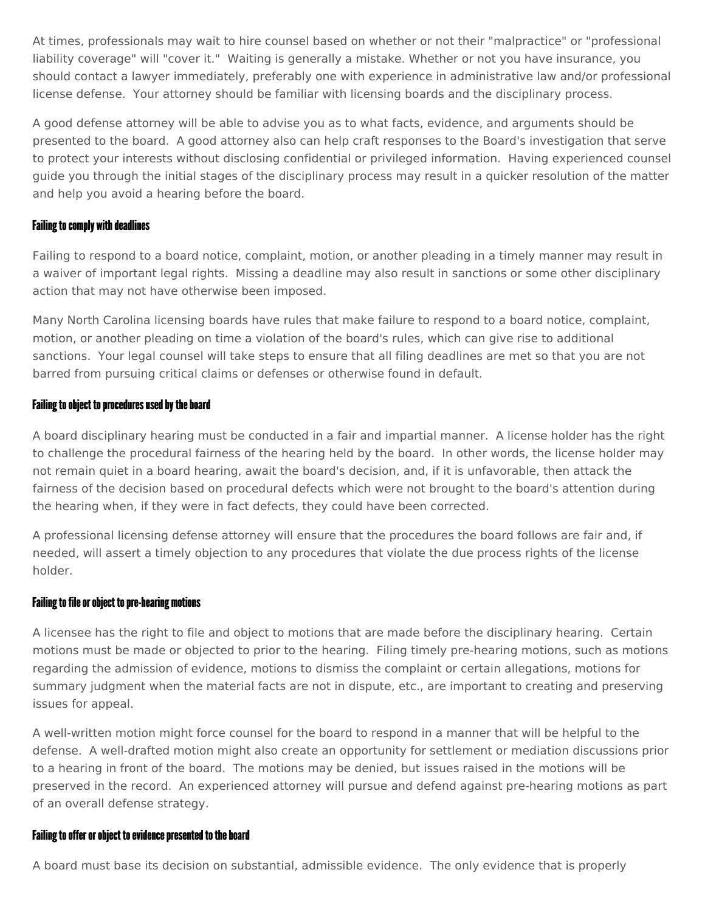At times, professionals may wait to hire counsel based on whether or not their "malpractice" or "professional liability coverage" will "cover it." Waiting is generally a mistake. Whether or not you have insurance, you should contact a lawyer immediately, preferably one with experience in administrative law and/or professional license defense. Your attorney should be familiar with licensing boards and the disciplinary process.

A good defense attorney will be able to advise you as to what facts, evidence, and arguments should be presented to the board. A good attorney also can help craft responses to the Board's investigation that serve to protect your interests without disclosing confidential or privileged information. Having experienced counsel guide you through the initial stages of the disciplinary process may result in a quicker resolution of the matter and help you avoid a hearing before the board.

#### Failing to comply with deadlines

Failing to respond to a board notice, complaint, motion, or another pleading in a timely manner may result in a waiver of important legal rights. Missing a deadline may also result in sanctions or some other disciplinary action that may not have otherwise been imposed.

Many North Carolina licensing boards have rules that make failure to respond to a board notice, complaint, motion, or another pleading on time a violation of the board's rules, which can give rise to additional sanctions. Your legal counsel will take steps to ensure that all filing deadlines are met so that you are not barred from pursuing critical claims or defenses or otherwise found in default.

#### Failing to object to procedures used by the board

A board disciplinary hearing must be conducted in a fair and impartial manner. A license holder has the right to challenge the procedural fairness of the hearing held by the board. In other words, the license holder may not remain quiet in a board hearing, await the board's decision, and, if it is unfavorable, then attack the fairness of the decision based on procedural defects which were not brought to the board's attention during the hearing when, if they were in fact defects, they could have been corrected.

A professional licensing defense attorney will ensure that the procedures the board follows are fair and, if needed, will assert a timely objection to any procedures that violate the due process rights of the license holder.

#### Failing to file or object to pre-hearing motions

A licensee has the right to file and object to motions that are made before the disciplinary hearing. Certain motions must be made or objected to prior to the hearing. Filing timely pre-hearing motions, such as motions regarding the admission of evidence, motions to dismiss the complaint or certain allegations, motions for summary judgment when the material facts are not in dispute, etc., are important to creating and preserving issues for appeal.

A well-written motion might force counsel for the board to respond in a manner that will be helpful to the defense. A well-drafted motion might also create an opportunity for settlement or mediation discussions prior to a hearing in front of the board. The motions may be denied, but issues raised in the motions will be preserved in the record. An experienced attorney will pursue and defend against pre-hearing motions as part of an overall defense strategy.

#### Failing to offer or object to evidence presented to the board

A board must base its decision on substantial, admissible evidence. The only evidence that is properly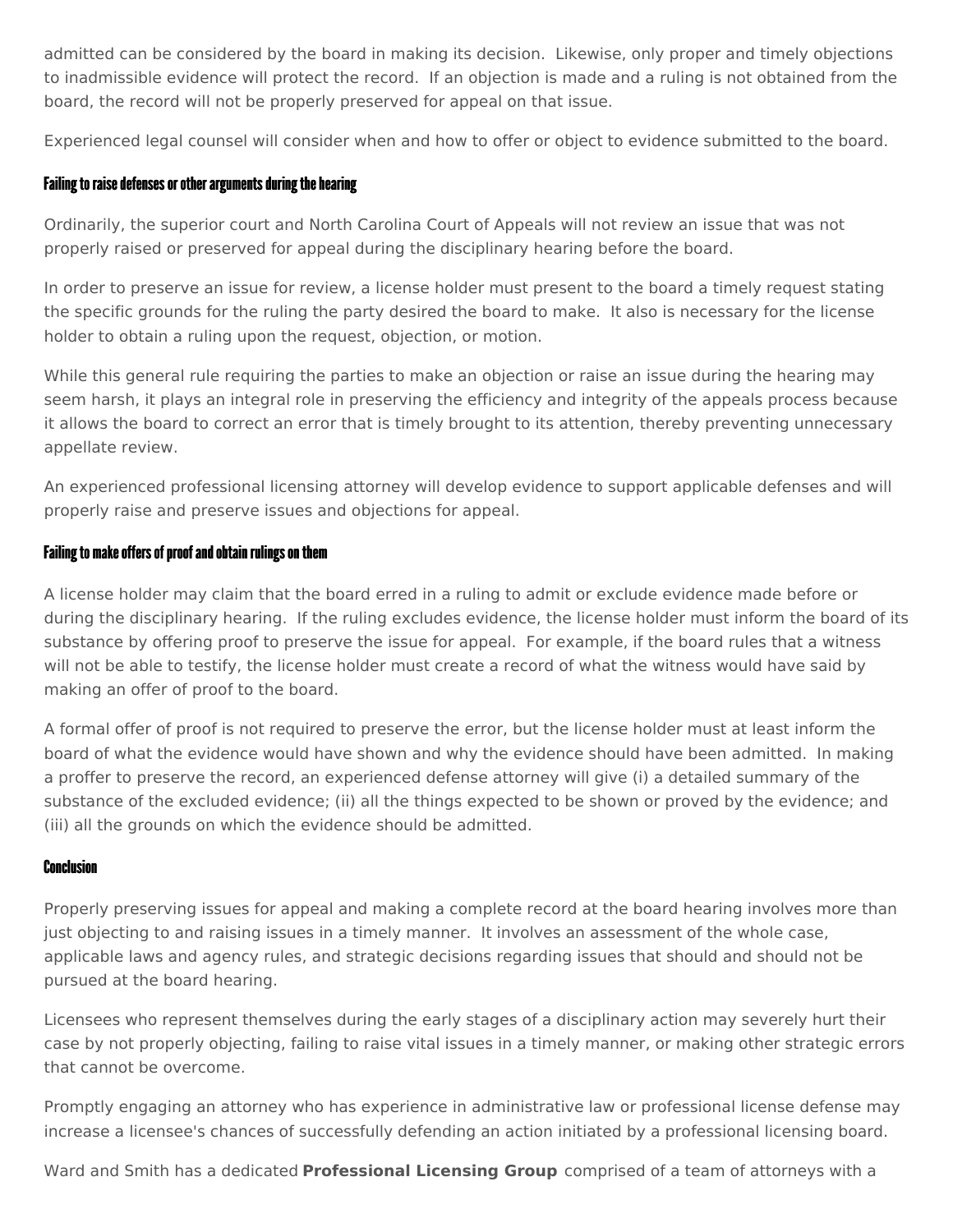admitted can be considered by the board in making its decision. Likewise, only proper and timely objections to inadmissible evidence will protect the record. If an objection is made and a ruling is not obtained from the board, the record will not be properly preserved for appeal on that issue.

Experienced legal counsel will consider when and how to offer or object to evidence submitted to the board.

### Failing to raise defenses or other arguments during the hearing

Ordinarily, the superior court and North Carolina Court of Appeals will not review an issue that was not properly raised or preserved for appeal during the disciplinary hearing before the board.

In order to preserve an issue for review, a license holder must present to the board a timely request stating the specific grounds for the ruling the party desired the board to make. It also is necessary for the license holder to obtain a ruling upon the request, objection, or motion.

While this general rule requiring the parties to make an objection or raise an issue during the hearing may seem harsh, it plays an integral role in preserving the efficiency and integrity of the appeals process because it allows the board to correct an error that is timely brought to its attention, thereby preventing unnecessary appellate review.

An experienced professional licensing attorney will develop evidence to support applicable defenses and will properly raise and preserve issues and objections for appeal.

### Failing to make offers of proof and obtain rulings on them

A license holder may claim that the board erred in a ruling to admit or exclude evidence made before or during the disciplinary hearing. If the ruling excludes evidence, the license holder must inform the board of its substance by offering proof to preserve the issue for appeal. For example, if the board rules that a witness will not be able to testify, the license holder must create a record of what the witness would have said by making an offer of proof to the board.

A formal offer of proof is not required to preserve the error, but the license holder must at least inform the board of what the evidence would have shown and why the evidence should have been admitted. In making a proffer to preserve the record, an experienced defense attorney will give (i) a detailed summary of the substance of the excluded evidence; (ii) all the things expected to be shown or proved by the evidence; and (iii) all the grounds on which the evidence should be admitted.

### Conclusion

Properly preserving issues for appeal and making a complete record at the board hearing involves more than just objecting to and raising issues in a timely manner. It involves an assessment of the whole case, applicable laws and agency rules, and strategic decisions regarding issues that should and should not be pursued at the board hearing.

Licensees who represent themselves during the early stages of a disciplinary action may severely hurt their case by not properly objecting, failing to raise vital issues in a timely manner, or making other strategic errors that cannot be overcome.

Promptly engaging an attorney who has experience in administrative law or professional license defense may increase a licensee's chances of successfully defending an action initiated by a professional licensing board.

Ward and Smith has a dedicated **Professional Licensing Group** comprised of a team of attorneys with a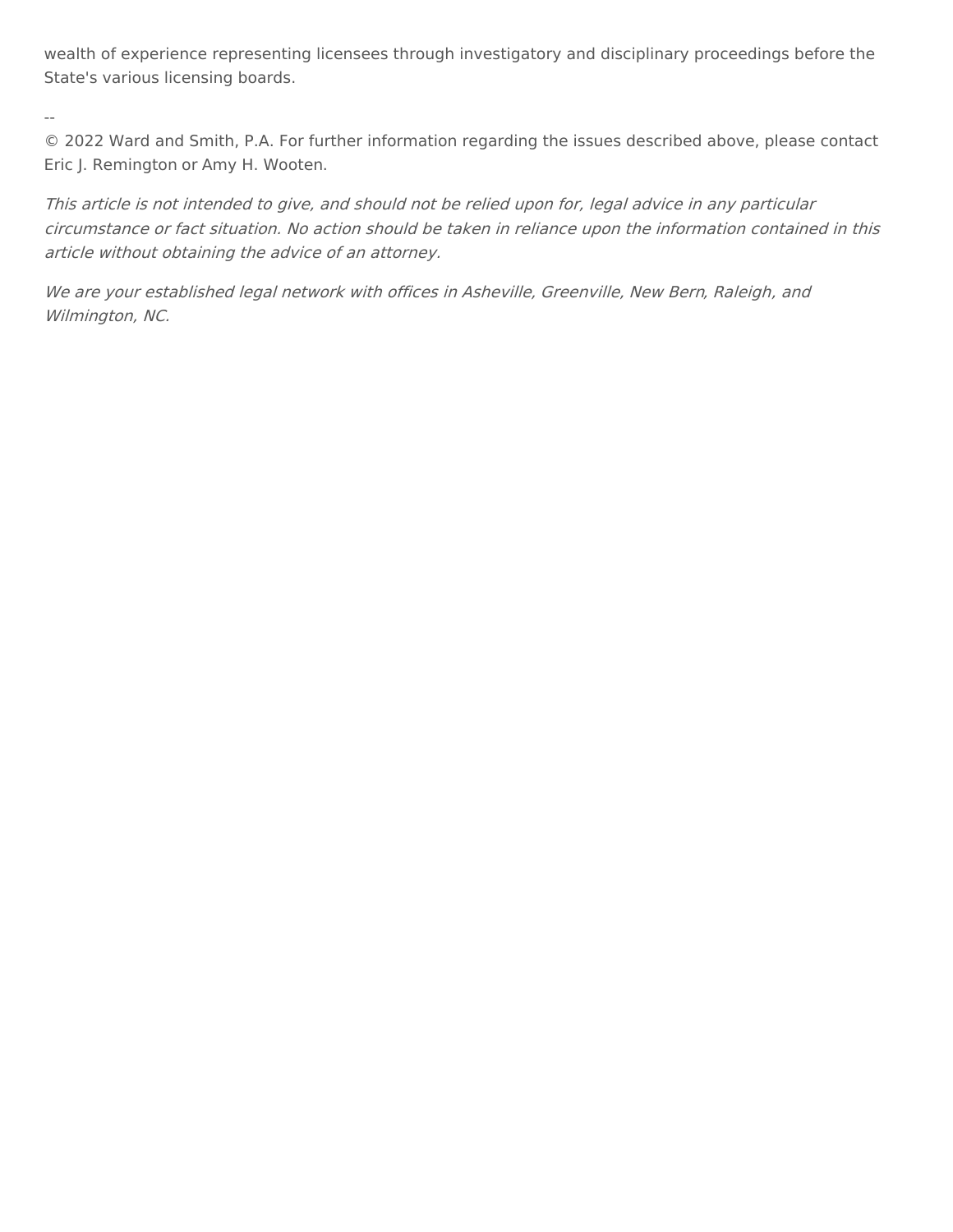wealth of experience representing licensees through investigatory and disciplinary proceedings before the State's various licensing boards.

--

© 2022 Ward and Smith, P.A. For further information regarding the issues described above, please contact Eric J. Remington or Amy H. Wooten.

*This article is not intended to give, and should not be relied upon for, legal advice in any particular circumstance or fact situation. No action should be taken in reliance upon the information contained in this article without obtaining the advice of an attorney.*

*We are your established legal network with offices in Asheville, Greenville, New Bern, Raleigh, and Wilmington, NC.*